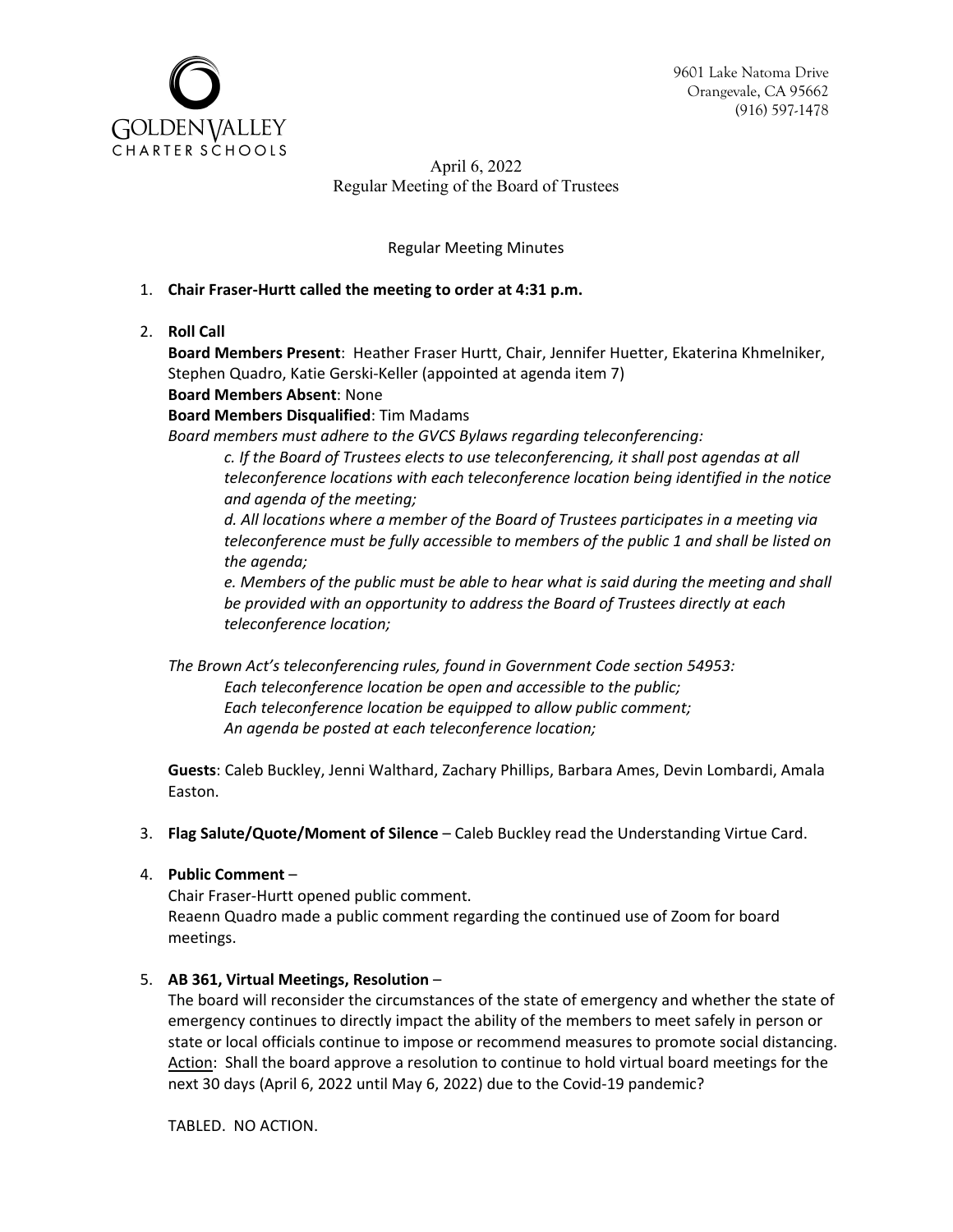GOLDEN VALLEY
CHARTER SCHOOLS

9601 Lake Natoma Drive
Orangevale, CA 95662
(916) 597-1478

April 6, 2022
Regular Meeting of the Board of Trustees

Regular Meeting Minutes

1. **Chair Fraser-Hurtt called the meeting to order at 4:31 p.m.**

2. **Roll Call**
   **Board Members Present**: Heather Fraser Hurtt, Chair, Jennifer Huetter, Ekaterina Khmelniker, Stephen Quadro, Katie Gerski-Keller (appointed at agenda item 7)
   **Board Members Absent**: None
   **Board Members Disqualified**: Tim Madams
   *Board members must adhere to the GVCS Bylaws regarding teleconferencing:*
   > *c. If the Board of Trustees elects to use teleconferencing, it shall post agendas at all teleconference locations with each teleconference location being identified in the notice and agenda of the meeting;*
   > *d. All locations where a member of the Board of Trustees participates in a meeting via teleconference must be fully accessible to members of the public 1 and shall be listed on the agenda;*
   > *e. Members of the public must be able to hear what is said during the meeting and shall be provided with an opportunity to address the Board of Trustees directly at each teleconference location;*

   *The Brown Act's teleconferencing rules, found in Government Code section 54953:*
   > *Each teleconference location be open and accessible to the public;*
   > *Each teleconference location be equipped to allow public comment;*
   > *An agenda be posted at each teleconference location;*

   **Guests**: Caleb Buckley, Jenni Walthard, Zachary Phillips, Barbara Ames, Devin Lombardi, Amala Easton.

3. **Flag Salute/Quote/Moment of Silence** – Caleb Buckley read the Understanding Virtue Card.

4. **Public Comment** –
   Chair Fraser-Hurtt opened public comment.
   Reaenn Quadro made a public comment regarding the continued use of Zoom for board meetings.

5. **AB 361, Virtual Meetings, Resolution** –
   The board will reconsider the circumstances of the state of emergency and whether the state of emergency continues to directly impact the ability of the members to meet safely in person or state or local officials continue to impose or recommend measures to promote social distancing.
   Action: Shall the board approve a resolution to continue to hold virtual board meetings for the next 30 days (April 6, 2022 until May 6, 2022) due to the Covid-19 pandemic?

   TABLED. NO ACTION.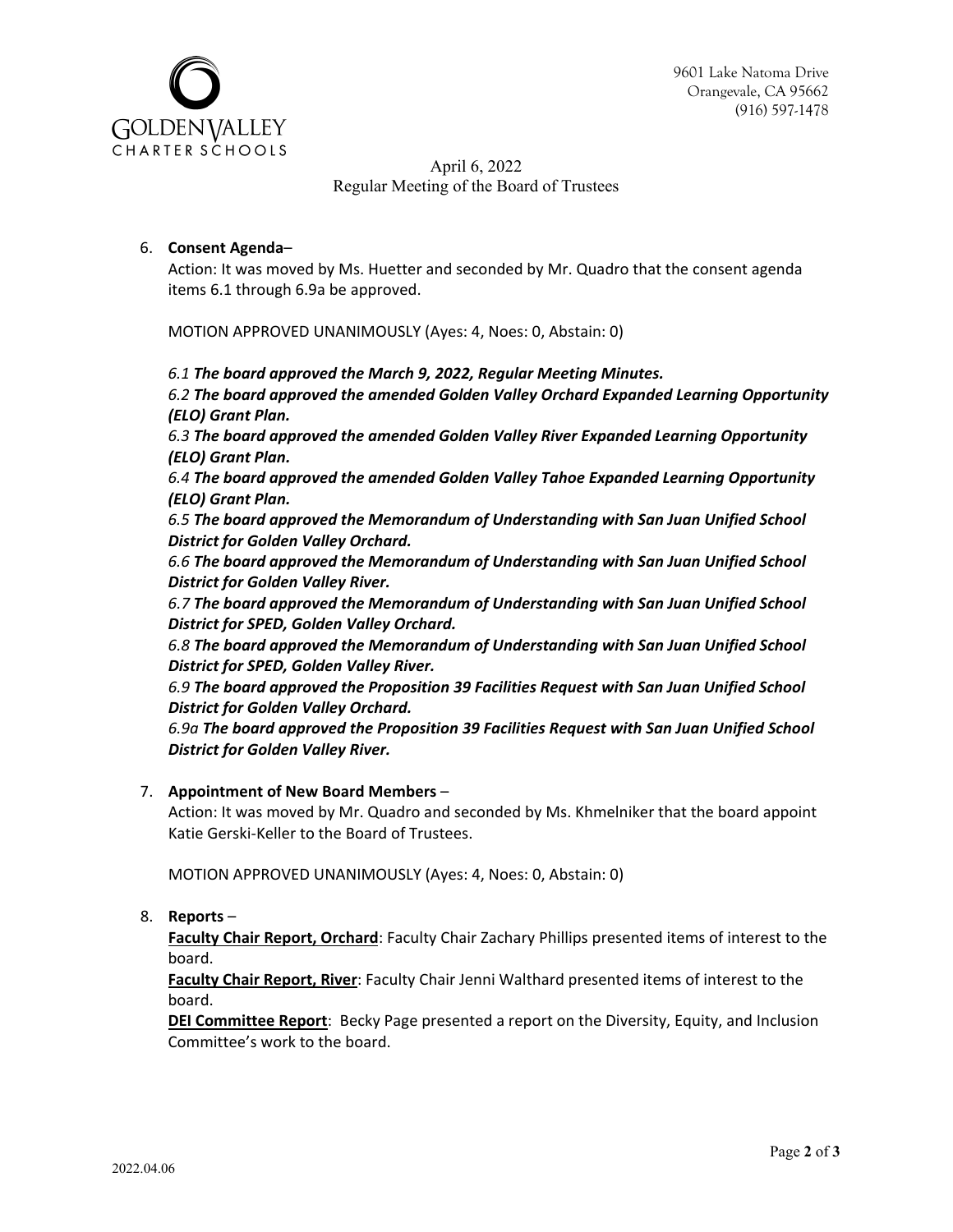April 6, 2022
Regular Meeting of the Board of Trustees

6. **Consent Agenda**–
   Action: It was moved by Ms. Huetter and seconded by Mr. Quadro that the consent agenda items 6.1 through 6.9a be approved.

   MOTION APPROVED UNANIMOUSLY (Ayes: 4, Noes: 0, Abstain: 0)

   *6.1* ***The board approved the March 9, 2022, Regular Meeting Minutes.***
   *6.2* ***The board approved the amended Golden Valley Orchard Expanded Learning Opportunity (ELO) Grant Plan.***
   *6.3* ***The board approved the amended Golden Valley River Expanded Learning Opportunity (ELO) Grant Plan.***
   *6.4* ***The board approved the amended Golden Valley Tahoe Expanded Learning Opportunity (ELO) Grant Plan.***
   *6.5* ***The board approved the Memorandum of Understanding with San Juan Unified School District for Golden Valley Orchard.***
   *6.6* ***The board approved the Memorandum of Understanding with San Juan Unified School District for Golden Valley River.***
   *6.7* ***The board approved the Memorandum of Understanding with San Juan Unified School District for SPED, Golden Valley Orchard.***
   *6.8* ***The board approved the Memorandum of Understanding with San Juan Unified School District for SPED, Golden Valley River.***
   *6.9* ***The board approved the Proposition 39 Facilities Request with San Juan Unified School District for Golden Valley Orchard.***
   *6.9a* ***The board approved the Proposition 39 Facilities Request with San Juan Unified School District for Golden Valley River.***

7. **Appointment of New Board Members** –
   Action: It was moved by Mr. Quadro and seconded by Ms. Khmelniker that the board appoint Katie Gerski-Keller to the Board of Trustees.

   MOTION APPROVED UNANIMOUSLY (Ayes: 4, Noes: 0, Abstain: 0)

8. **Reports** –
   **Faculty Chair Report, Orchard**: Faculty Chair Zachary Phillips presented items of interest to the board.
   **Faculty Chair Report, River**: Faculty Chair Jenni Walthard presented items of interest to the board.
   **DEI Committee Report**: Becky Page presented a report on the Diversity, Equity, and Inclusion Committee's work to the board.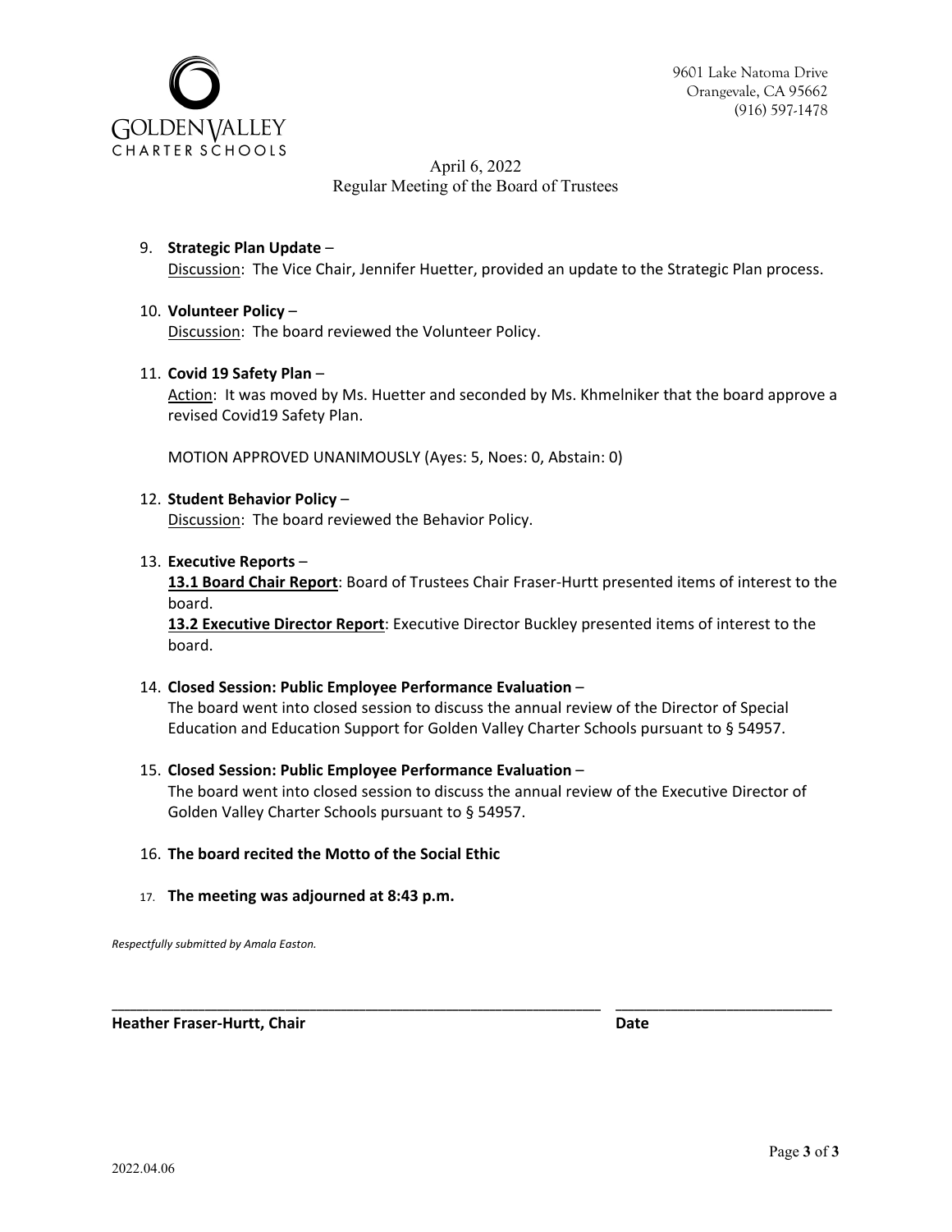9601 Lake Natoma Drive
Orangevale, CA 95662
(916) 597-1478

April 6, 2022
Regular Meeting of the Board of Trustees

9. **Strategic Plan Update** –
   Discussion: The Vice Chair, Jennifer Huetter, provided an update to the Strategic Plan process.

10. **Volunteer Policy** –
    Discussion: The board reviewed the Volunteer Policy.

11. **Covid 19 Safety Plan** –
    Action: It was moved by Ms. Huetter and seconded by Ms. Khmelniker that the board approve a revised Covid19 Safety Plan.

    MOTION APPROVED UNANIMOUSLY (Ayes: 5, Noes: 0, Abstain: 0)

12. **Student Behavior Policy** –
    Discussion: The board reviewed the Behavior Policy.

13. **Executive Reports** –
    **13.1 Board Chair Report**: Board of Trustees Chair Fraser-Hurtt presented items of interest to the board.
    **13.2 Executive Director Report**: Executive Director Buckley presented items of interest to the board.

14. **Closed Session: Public Employee Performance Evaluation** –
    The board went into closed session to discuss the annual review of the Director of Special Education and Education Support for Golden Valley Charter Schools pursuant to § 54957.

15. **Closed Session: Public Employee Performance Evaluation** –
    The board went into closed session to discuss the annual review of the Executive Director of Golden Valley Charter Schools pursuant to § 54957.

16. **The board recited the Motto of the Social Ethic**

17. **The meeting was adjourned at 8:43 p.m.**

*Respectfully submitted by Amala Easton.*

\_\_\_\_\_\_\_\_\_\_\_\_\_\_\_\_\_\_\_\_\_\_\_\_\_\_\_\_\_\_\_\_\_\_\_\_\_\_\_\_ \_\_\_\_\_\_\_\_\_\_\_\_\_\_\_\_\_\_\_\_\_\_\_\_

**Heather Fraser-Hurtt, Chair** **Date**

2022.04.06